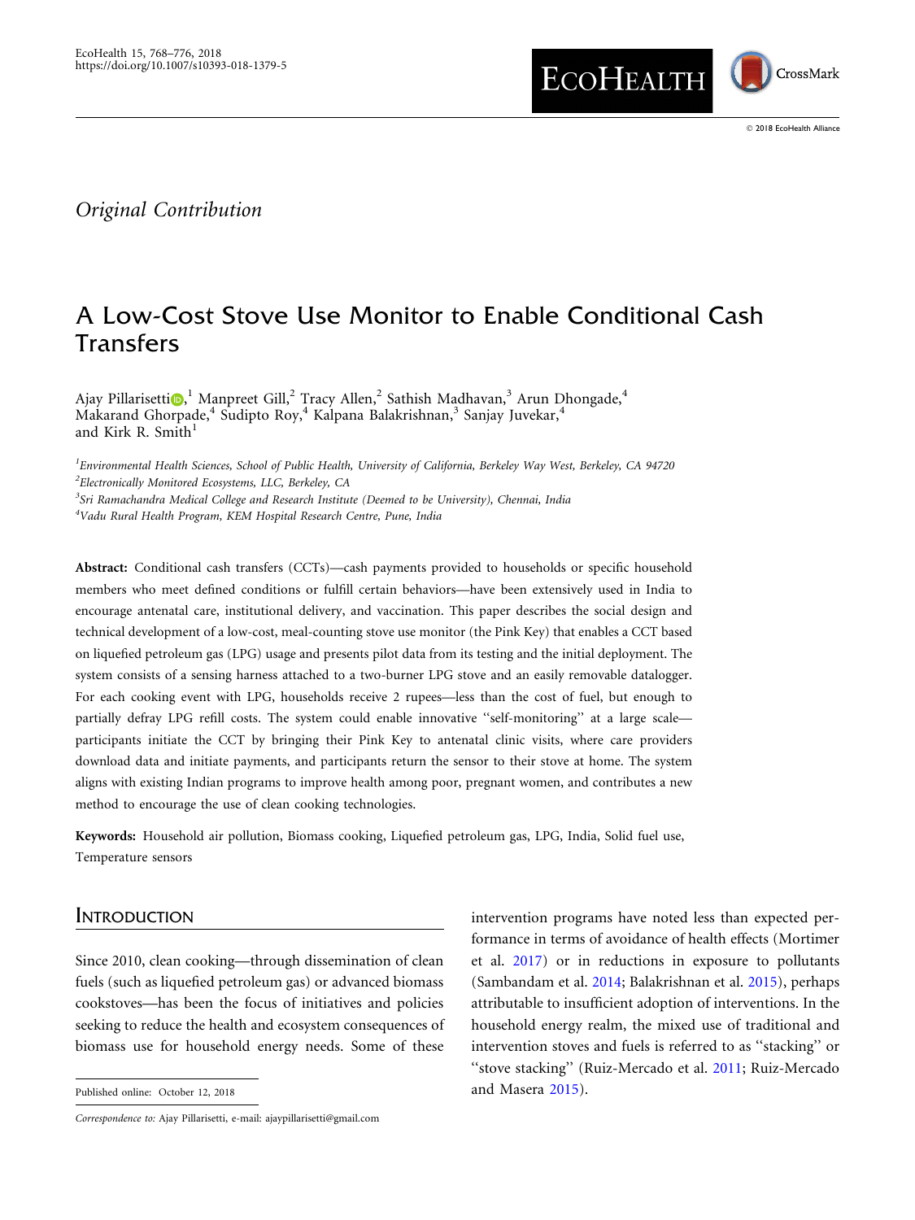*Original Contribution*

# A Low-Cost Stove Use Monitor to Enable Conditional Cash Transfers

Ajay Pillarisetti,[1] Manpreet Gill,[2] Tracy Allen,[2] Sathish Madhavan,[3] Arun Dhongade,[4] Makarand Ghorpade,[4] Sudipto Roy,[4] Kalpana Balakrishnan,[3] Sanjay Juvekar,[4] and Kirk R. Smith[1]

[1]*Environmental Health Sciences, School of Public Health, University of California, Berkeley Way West, Berkeley, CA 94720*
[2]*Electronically Monitored Ecosystems, LLC, Berkeley, CA*
[3]*Sri Ramachandra Medical College and Research Institute (Deemed to be University), Chennai, India*
[4]*Vadu Rural Health Program, KEM Hospital Research Centre, Pune, India*

**Abstract:** Conditional cash transfers (CCTs)—cash payments provided to households or specific household members who meet defined conditions or fulfill certain behaviors—have been extensively used in India to encourage antenatal care, institutional delivery, and vaccination. This paper describes the social design and technical development of a low-cost, meal-counting stove use monitor (the Pink Key) that enables a CCT based on liquefied petroleum gas (LPG) usage and presents pilot data from its testing and the initial deployment. The system consists of a sensing harness attached to a two-burner LPG stove and an easily removable datalogger. For each cooking event with LPG, households receive 2 rupees—less than the cost of fuel, but enough to partially defray LPG refill costs. The system could enable innovative "self-monitoring" at a large scale—participants initiate the CCT by bringing their Pink Key to antenatal clinic visits, where care providers download data and initiate payments, and participants return the sensor to their stove at home. The system aligns with existing Indian programs to improve health among poor, pregnant women, and contributes a new method to encourage the use of clean cooking technologies.

**Keywords:** Household air pollution, Biomass cooking, Liquefied petroleum gas, LPG, India, Solid fuel use, Temperature sensors

## Introduction

Since 2010, clean cooking—through dissemination of clean fuels (such as liquefied petroleum gas) or advanced biomass cookstoves—has been the focus of initiatives and policies seeking to reduce the health and ecosystem consequences of biomass use for household energy needs. Some of these intervention programs have noted less than expected performance in terms of avoidance of health effects (Mortimer et al. 2017) or in reductions in exposure to pollutants (Sambandam et al. 2014; Balakrishnan et al. 2015), perhaps attributable to insufficient adoption of interventions. In the household energy realm, the mixed use of traditional and intervention stoves and fuels is referred to as "stacking" or "stove stacking" (Ruiz-Mercado et al. 2011; Ruiz-Mercado and Masera 2015).

Published online: October 12, 2018

*Correspondence to:* Ajay Pillarisetti, e-mail: ajaypillarisetti@gmail.com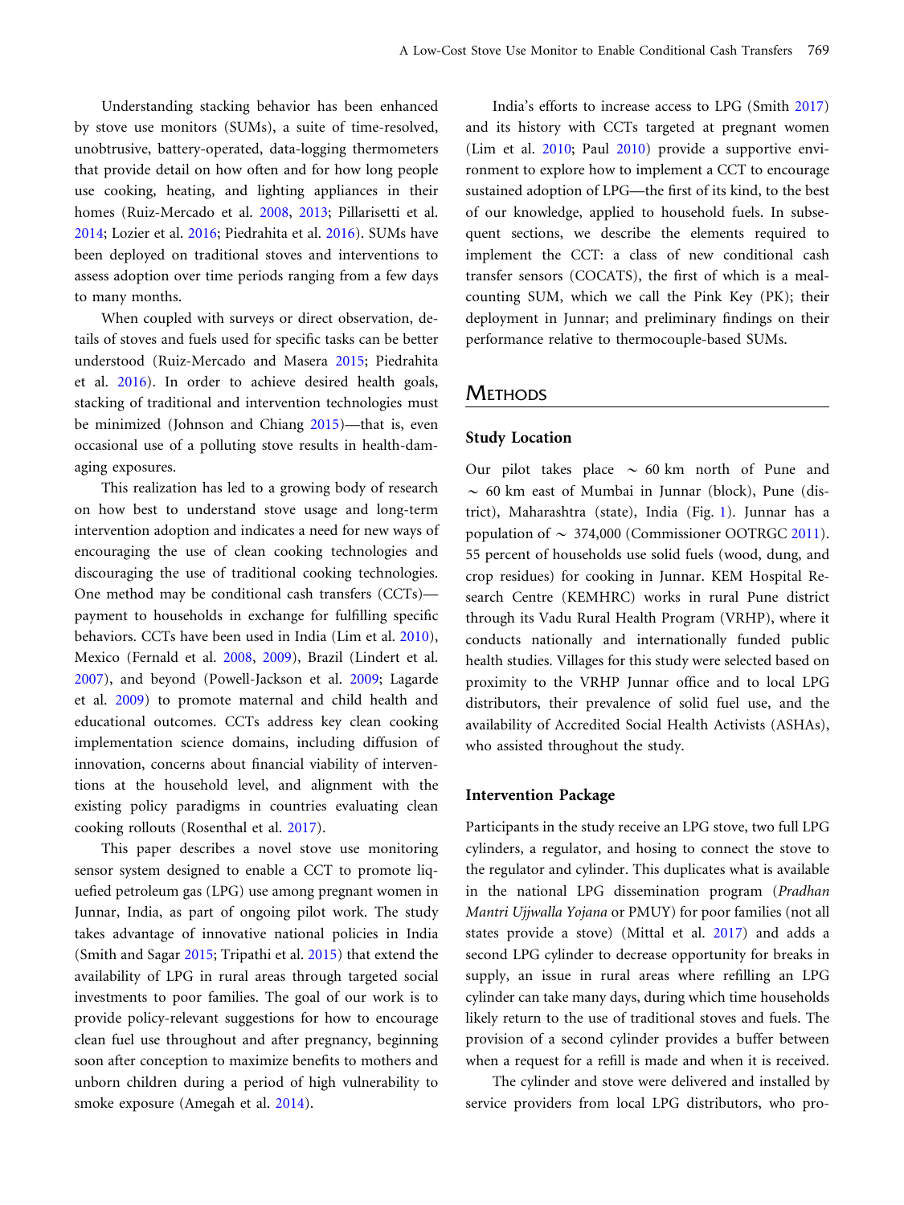Understanding stacking behavior has been enhanced by stove use monitors (SUMs), a suite of time-resolved, unobtrusive, battery-operated, data-logging thermometers that provide detail on how often and for how long people use cooking, heating, and lighting appliances in their homes (Ruiz-Mercado et al. 2008, 2013; Pillarisetti et al. 2014; Lozier et al. 2016; Piedrahita et al. 2016). SUMs have been deployed on traditional stoves and interventions to assess adoption over time periods ranging from a few days to many months.

When coupled with surveys or direct observation, details of stoves and fuels used for specific tasks can be better understood (Ruiz-Mercado and Masera 2015; Piedrahita et al. 2016). In order to achieve desired health goals, stacking of traditional and intervention technologies must be minimized (Johnson and Chiang 2015)—that is, even occasional use of a polluting stove results in health-damaging exposures.

This realization has led to a growing body of research on how best to understand stove usage and long-term intervention adoption and indicates a need for new ways of encouraging the use of clean cooking technologies and discouraging the use of traditional cooking technologies. One method may be conditional cash transfers (CCTs)—payment to households in exchange for fulfilling specific behaviors. CCTs have been used in India (Lim et al. 2010), Mexico (Fernald et al. 2008, 2009), Brazil (Lindert et al. 2007), and beyond (Powell-Jackson et al. 2009; Lagarde et al. 2009) to promote maternal and child health and educational outcomes. CCTs address key clean cooking implementation science domains, including diffusion of innovation, concerns about financial viability of interventions at the household level, and alignment with the existing policy paradigms in countries evaluating clean cooking rollouts (Rosenthal et al. 2017).

This paper describes a novel stove use monitoring sensor system designed to enable a CCT to promote liquefied petroleum gas (LPG) use among pregnant women in Junnar, India, as part of ongoing pilot work. The study takes advantage of innovative national policies in India (Smith and Sagar 2015; Tripathi et al. 2015) that extend the availability of LPG in rural areas through targeted social investments to poor families. The goal of our work is to provide policy-relevant suggestions for how to encourage clean fuel use throughout and after pregnancy, beginning soon after conception to maximize benefits to mothers and unborn children during a period of high vulnerability to smoke exposure (Amegah et al. 2014).

India's efforts to increase access to LPG (Smith 2017) and its history with CCTs targeted at pregnant women (Lim et al. 2010; Paul 2010) provide a supportive environment to explore how to implement a CCT to encourage sustained adoption of LPG—the first of its kind, to the best of our knowledge, applied to household fuels. In subsequent sections, we describe the elements required to implement the CCT: a class of new conditional cash transfer sensors (COCATS), the first of which is a meal-counting SUM, which we call the Pink Key (PK); their deployment in Junnar; and preliminary findings on their performance relative to thermocouple-based SUMs.

## Methods

### Study Location

Our pilot takes place ~ 60 km north of Pune and ~ 60 km east of Mumbai in Junnar (block), Pune (district), Maharashtra (state), India (Fig. 1). Junnar has a population of ~ 374,000 (Commissioner OOTRGC 2011). 55 percent of households use solid fuels (wood, dung, and crop residues) for cooking in Junnar. KEM Hospital Research Centre (KEMHRC) works in rural Pune district through its Vadu Rural Health Program (VRHP), where it conducts nationally and internationally funded public health studies. Villages for this study were selected based on proximity to the VRHP Junnar office and to local LPG distributors, their prevalence of solid fuel use, and the availability of Accredited Social Health Activists (ASHAs), who assisted throughout the study.

### Intervention Package

Participants in the study receive an LPG stove, two full LPG cylinders, a regulator, and hosing to connect the stove to the regulator and cylinder. This duplicates what is available in the national LPG dissemination program (*Pradhan Mantri Ujjwalla Yojana* or PMUY) for poor families (not all states provide a stove) (Mittal et al. 2017) and adds a second LPG cylinder to decrease opportunity for breaks in supply, an issue in rural areas where refilling an LPG cylinder can take many days, during which time households likely return to the use of traditional stoves and fuels. The provision of a second cylinder provides a buffer between when a request for a refill is made and when it is received.

The cylinder and stove were delivered and installed by service providers from local LPG distributors, who pro-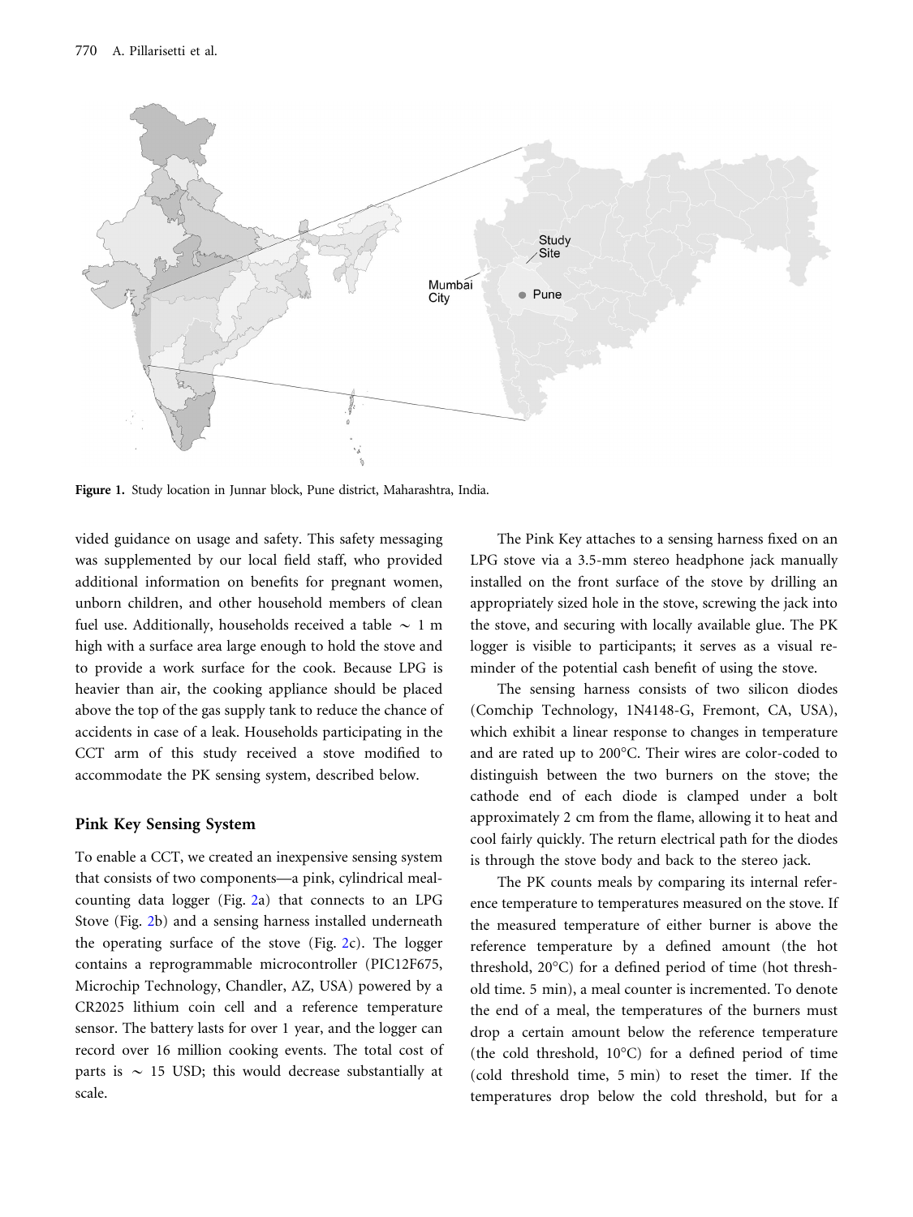Figure 1. Study location in Junnar block, Pune district, Maharashtra, India.

vided guidance on usage and safety. This safety messaging was supplemented by our local field staff, who provided additional information on benefits for pregnant women, unborn children, and other household members of clean fuel use. Additionally, households received a table ~ 1 m high with a surface area large enough to hold the stove and to provide a work surface for the cook. Because LPG is heavier than air, the cooking appliance should be placed above the top of the gas supply tank to reduce the chance of accidents in case of a leak. Households participating in the CCT arm of this study received a stove modified to accommodate the PK sensing system, described below.

## Pink Key Sensing System

To enable a CCT, we created an inexpensive sensing system that consists of two components—a pink, cylindrical meal-counting data logger (Fig. 2a) that connects to an LPG Stove (Fig. 2b) and a sensing harness installed underneath the operating surface of the stove (Fig. 2c). The logger contains a reprogrammable microcontroller (PIC12F675, Microchip Technology, Chandler, AZ, USA) powered by a CR2025 lithium coin cell and a reference temperature sensor. The battery lasts for over 1 year, and the logger can record over 16 million cooking events. The total cost of parts is ~ 15 USD; this would decrease substantially at scale.

The Pink Key attaches to a sensing harness fixed on an LPG stove via a 3.5-mm stereo headphone jack manually installed on the front surface of the stove by drilling an appropriately sized hole in the stove, screwing the jack into the stove, and securing with locally available glue. The PK logger is visible to participants; it serves as a visual reminder of the potential cash benefit of using the stove.

The sensing harness consists of two silicon diodes (Comchip Technology, 1N4148-G, Fremont, CA, USA), which exhibit a linear response to changes in temperature and are rated up to 200°C. Their wires are color-coded to distinguish between the two burners on the stove; the cathode end of each diode is clamped under a bolt approximately 2 cm from the flame, allowing it to heat and cool fairly quickly. The return electrical path for the diodes is through the stove body and back to the stereo jack.

The PK counts meals by comparing its internal reference temperature to temperatures measured on the stove. If the measured temperature of either burner is above the reference temperature by a defined amount (the hot threshold, 20°C) for a defined period of time (hot threshold time. 5 min), a meal counter is incremented. To denote the end of a meal, the temperatures of the burners must drop a certain amount below the reference temperature (the cold threshold, 10°C) for a defined period of time (cold threshold time, 5 min) to reset the timer. If the temperatures drop below the cold threshold, but for a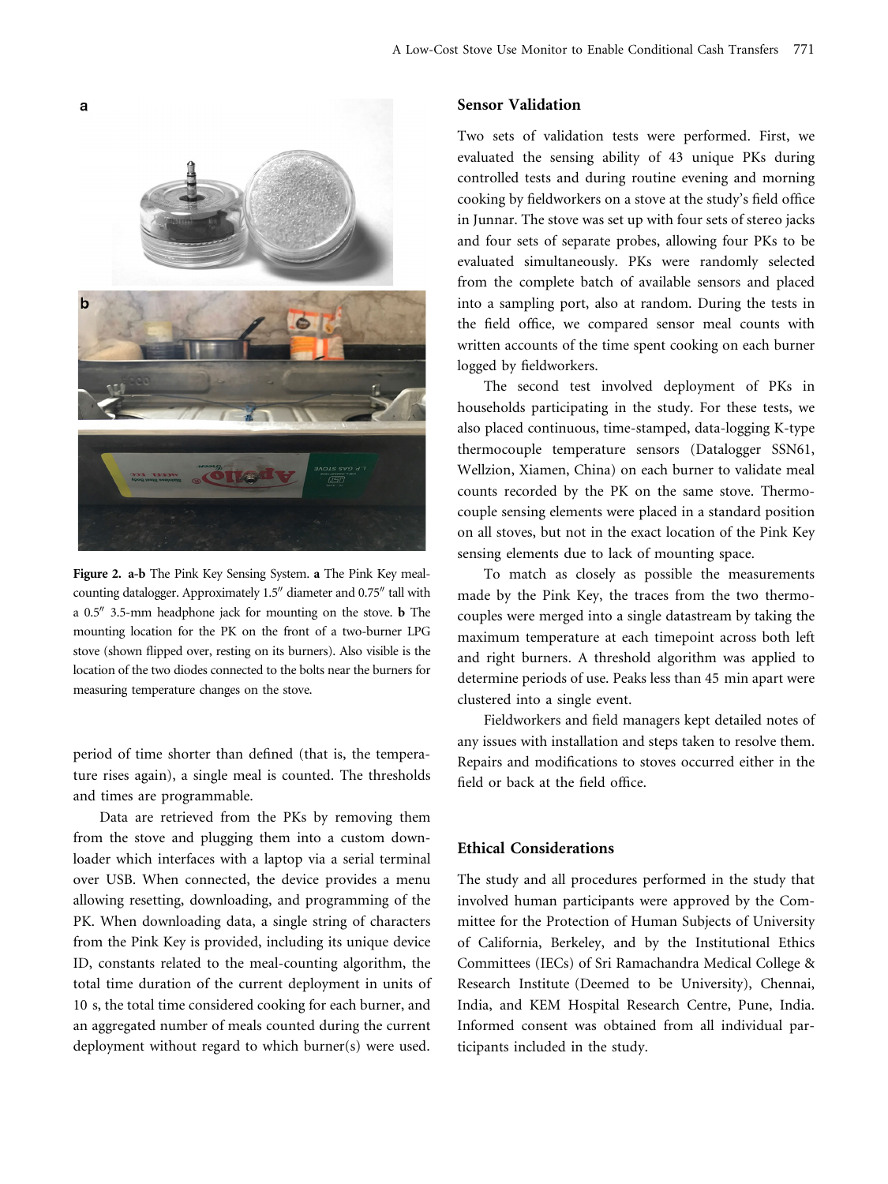**Figure 2.** **a-b** The Pink Key Sensing System. **a** The Pink Key meal-counting datalogger. Approximately 1.5″ diameter and 0.75″ tall with a 0.5″ 3.5-mm headphone jack for mounting on the stove. **b** The mounting location for the PK on the front of a two-burner LPG stove (shown flipped over, resting on its burners). Also visible is the location of the two diodes connected to the bolts near the burners for measuring temperature changes on the stove.

period of time shorter than defined (that is, the temperature rises again), a single meal is counted. The thresholds and times are programmable.

Data are retrieved from the PKs by removing them from the stove and plugging them into a custom downloader which interfaces with a laptop via a serial terminal over USB. When connected, the device provides a menu allowing resetting, downloading, and programming of the PK. When downloading data, a single string of characters from the Pink Key is provided, including its unique device ID, constants related to the meal-counting algorithm, the total time duration of the current deployment in units of 10 s, the total time considered cooking for each burner, and an aggregated number of meals counted during the current deployment without regard to which burner(s) were used.

## Sensor Validation

Two sets of validation tests were performed. First, we evaluated the sensing ability of 43 unique PKs during controlled tests and during routine evening and morning cooking by fieldworkers on a stove at the study's field office in Junnar. The stove was set up with four sets of stereo jacks and four sets of separate probes, allowing four PKs to be evaluated simultaneously. PKs were randomly selected from the complete batch of available sensors and placed into a sampling port, also at random. During the tests in the field office, we compared sensor meal counts with written accounts of the time spent cooking on each burner logged by fieldworkers.

The second test involved deployment of PKs in households participating in the study. For these tests, we also placed continuous, time-stamped, data-logging K-type thermocouple temperature sensors (Datalogger SSN61, Wellzion, Xiamen, China) on each burner to validate meal counts recorded by the PK on the same stove. Thermocouple sensing elements were placed in a standard position on all stoves, but not in the exact location of the Pink Key sensing elements due to lack of mounting space.

To match as closely as possible the measurements made by the Pink Key, the traces from the two thermocouples were merged into a single datastream by taking the maximum temperature at each timepoint across both left and right burners. A threshold algorithm was applied to determine periods of use. Peaks less than 45 min apart were clustered into a single event.

Fieldworkers and field managers kept detailed notes of any issues with installation and steps taken to resolve them. Repairs and modifications to stoves occurred either in the field or back at the field office.

## Ethical Considerations

The study and all procedures performed in the study that involved human participants were approved by the Committee for the Protection of Human Subjects of University of California, Berkeley, and by the Institutional Ethics Committees (IECs) of Sri Ramachandra Medical College & Research Institute (Deemed to be University), Chennai, India, and KEM Hospital Research Centre, Pune, India. Informed consent was obtained from all individual participants included in the study.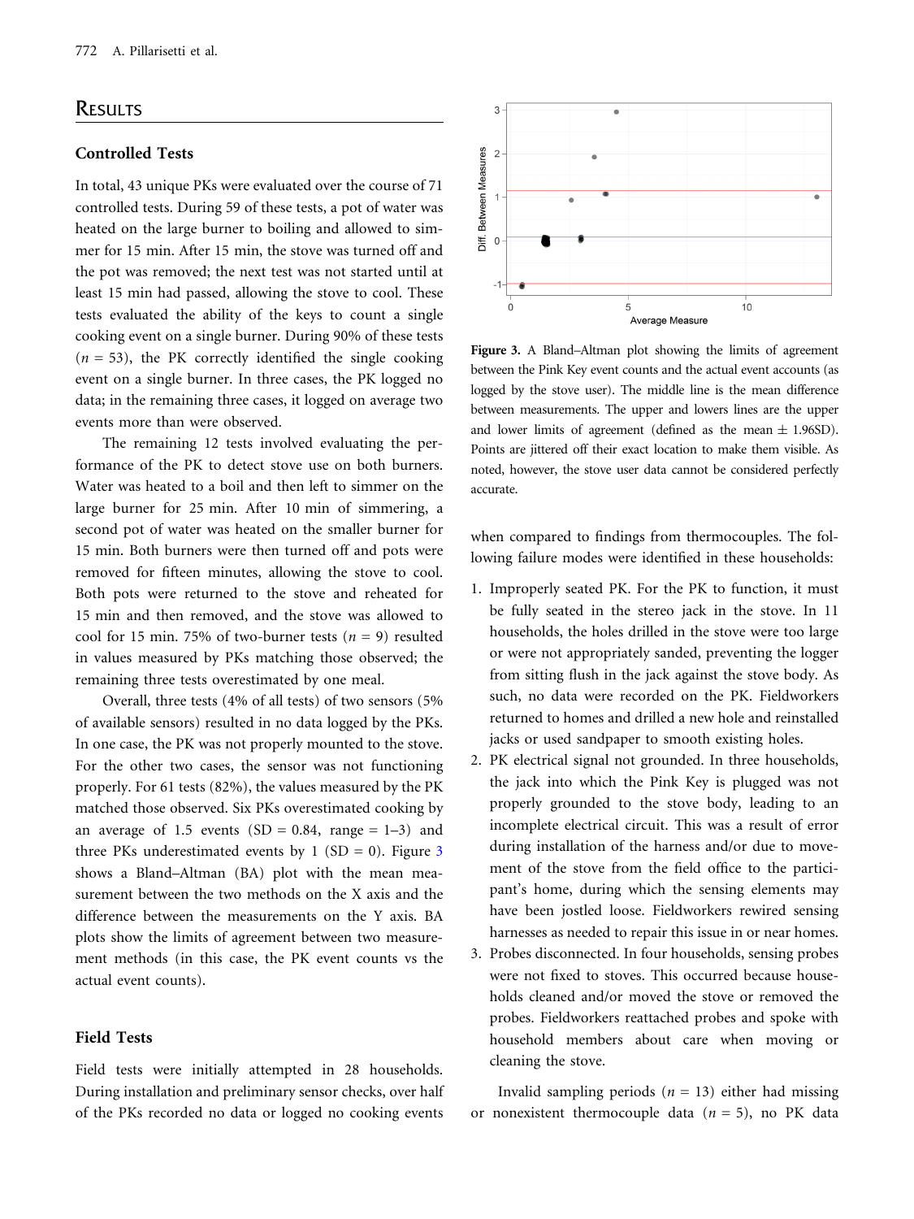## Results

### Controlled Tests

In total, 43 unique PKs were evaluated over the course of 71 controlled tests. During 59 of these tests, a pot of water was heated on the large burner to boiling and allowed to simmer for 15 min. After 15 min, the stove was turned off and the pot was removed; the next test was not started until at least 15 min had passed, allowing the stove to cool. These tests evaluated the ability of the keys to count a single cooking event on a single burner. During 90% of these tests ($n = 53$), the PK correctly identified the single cooking event on a single burner. In three cases, the PK logged no data; in the remaining three cases, it logged on average two events more than were observed.

The remaining 12 tests involved evaluating the performance of the PK to detect stove use on both burners. Water was heated to a boil and then left to simmer on the large burner for 25 min. After 10 min of simmering, a second pot of water was heated on the smaller burner for 15 min. Both burners were then turned off and pots were removed for fifteen minutes, allowing the stove to cool. Both pots were returned to the stove and reheated for 15 min and then removed, and the stove was allowed to cool for 15 min. 75% of two-burner tests ($n = 9$) resulted in values measured by PKs matching those observed; the remaining three tests overestimated by one meal.

Overall, three tests (4% of all tests) of two sensors (5% of available sensors) resulted in no data logged by the PKs. In one case, the PK was not properly mounted to the stove. For the other two cases, the sensor was not functioning properly. For 61 tests (82%), the values measured by the PK matched those observed. Six PKs overestimated cooking by an average of 1.5 events (SD = 0.84, range = 1–3) and three PKs underestimated events by 1 (SD = 0). Figure 3 shows a Bland–Altman (BA) plot with the mean measurement between the two methods on the X axis and the difference between the measurements on the Y axis. BA plots show the limits of agreement between two measurement methods (in this case, the PK event counts vs the actual event counts).

**Figure 3.** A Bland–Altman plot showing the limits of agreement between the Pink Key event counts and the actual event accounts (as logged by the stove user). The middle line is the mean difference between measurements. The upper and lowers lines are the upper and lower limits of agreement (defined as the mean ± 1.96SD). Points are jittered off their exact location to make them visible. As noted, however, the stove user data cannot be considered perfectly accurate.

### Field Tests

Field tests were initially attempted in 28 households. During installation and preliminary sensor checks, over half of the PKs recorded no data or logged no cooking events when compared to findings from thermocouples. The following failure modes were identified in these households:

1. Improperly seated PK. For the PK to function, it must be fully seated in the stereo jack in the stove. In 11 households, the holes drilled in the stove were too large or were not appropriately sanded, preventing the logger from sitting flush in the jack against the stove body. As such, no data were recorded on the PK. Fieldworkers returned to homes and drilled a new hole and reinstalled jacks or used sandpaper to smooth existing holes.
2. PK electrical signal not grounded. In three households, the jack into which the Pink Key is plugged was not properly grounded to the stove body, leading to an incomplete electrical circuit. This was a result of error during installation of the harness and/or due to movement of the stove from the field office to the participant's home, during which the sensing elements may have been jostled loose. Fieldworkers rewired sensing harnesses as needed to repair this issue in or near homes.
3. Probes disconnected. In four households, sensing probes were not fixed to stoves. This occurred because households cleaned and/or moved the stove or removed the probes. Fieldworkers reattached probes and spoke with household members about care when moving or cleaning the stove.

Invalid sampling periods ($n = 13$) either had missing or nonexistent thermocouple data ($n = 5$), no PK data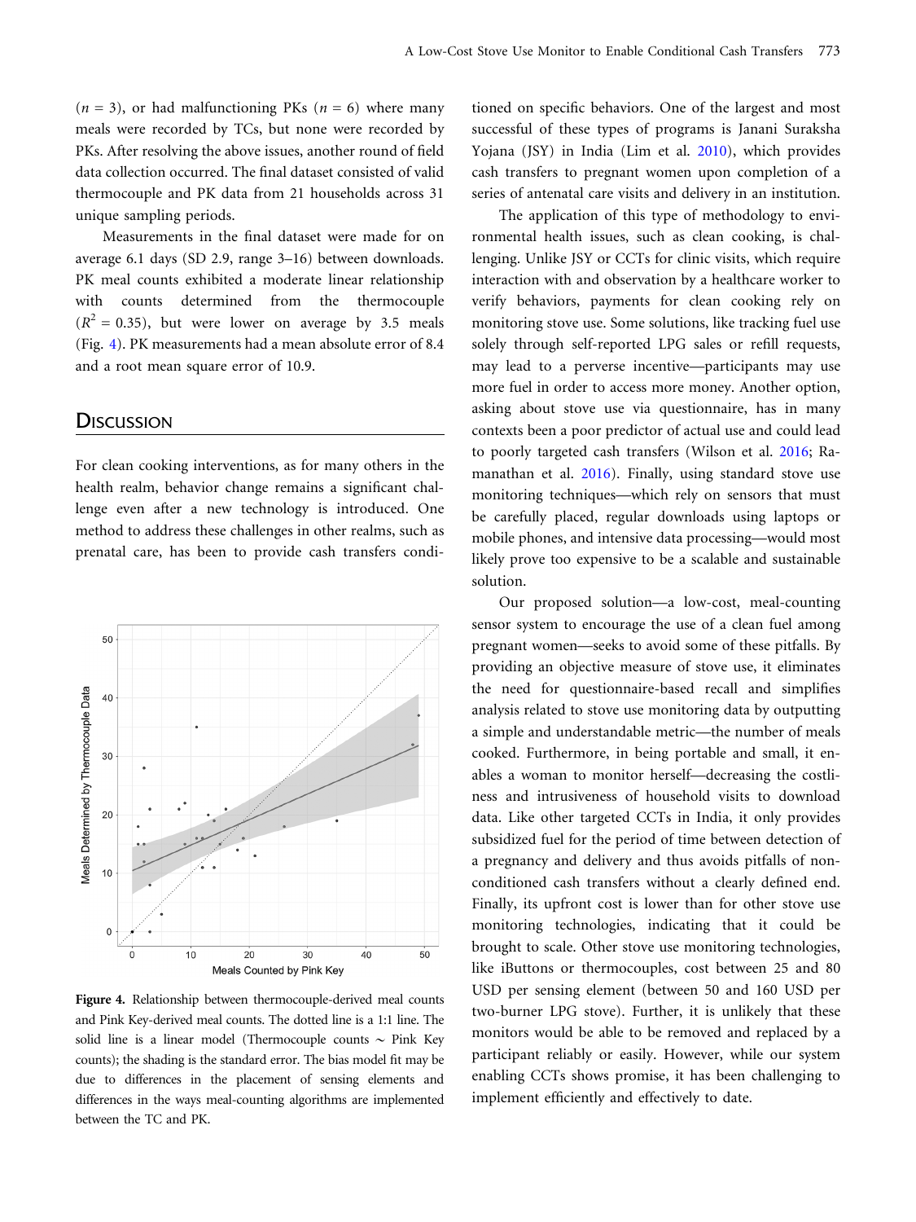($n$ = 3), or had malfunctioning PKs ($n$ = 6) where many meals were recorded by TCs, but none were recorded by PKs. After resolving the above issues, another round of field data collection occurred. The final dataset consisted of valid thermocouple and PK data from 21 households across 31 unique sampling periods.

Measurements in the final dataset were made for on average 6.1 days (SD 2.9, range 3–16) between downloads. PK meal counts exhibited a moderate linear relationship with counts determined from the thermocouple ($R^2$ = 0.35), but were lower on average by 3.5 meals (Fig. 4). PK measurements had a mean absolute error of 8.4 and a root mean square error of 10.9.

## Discussion

For clean cooking interventions, as for many others in the health realm, behavior change remains a significant challenge even after a new technology is introduced. One method to address these challenges in other realms, such as prenatal care, has been to provide cash transfers conditioned on specific behaviors. One of the largest and most successful of these types of programs is Janani Suraksha Yojana (JSY) in India (Lim et al. 2010), which provides cash transfers to pregnant women upon completion of a series of antenatal care visits and delivery in an institution.

The application of this type of methodology to environmental health issues, such as clean cooking, is challenging. Unlike JSY or CCTs for clinic visits, which require interaction with and observation by a healthcare worker to verify behaviors, payments for clean cooking rely on monitoring stove use. Some solutions, like tracking fuel use solely through self-reported LPG sales or refill requests, may lead to a perverse incentive—participants may use more fuel in order to access more money. Another option, asking about stove use via questionnaire, has in many contexts been a poor predictor of actual use and could lead to poorly targeted cash transfers (Wilson et al. 2016; Ramanathan et al. 2016). Finally, using standard stove use monitoring techniques—which rely on sensors that must be carefully placed, regular downloads using laptops or mobile phones, and intensive data processing—would most likely prove too expensive to be a scalable and sustainable solution.

Our proposed solution—a low-cost, meal-counting sensor system to encourage the use of a clean fuel among pregnant women—seeks to avoid some of these pitfalls. By providing an objective measure of stove use, it eliminates the need for questionnaire-based recall and simplifies analysis related to stove use monitoring data by outputting a simple and understandable metric—the number of meals cooked. Furthermore, in being portable and small, it enables a woman to monitor herself—decreasing the costliness and intrusiveness of household visits to download data. Like other targeted CCTs in India, it only provides subsidized fuel for the period of time between detection of a pregnancy and delivery and thus avoids pitfalls of non-conditioned cash transfers without a clearly defined end. Finally, its upfront cost is lower than for other stove use monitoring technologies, indicating that it could be brought to scale. Other stove use monitoring technologies, like iButtons or thermocouples, cost between 25 and 80 USD per sensing element (between 50 and 160 USD per two-burner LPG stove). Further, it is unlikely that these monitors would be able to be removed and replaced by a participant reliably or easily. However, while our system enabling CCTs shows promise, it has been challenging to implement efficiently and effectively to date.

**Figure 4.** Relationship between thermocouple-derived meal counts and Pink Key-derived meal counts. The dotted line is a 1:1 line. The solid line is a linear model (Thermocouple counts ~ Pink Key counts); the shading is the standard error. The bias model fit may be due to differences in the placement of sensing elements and differences in the ways meal-counting algorithms are implemented between the TC and PK.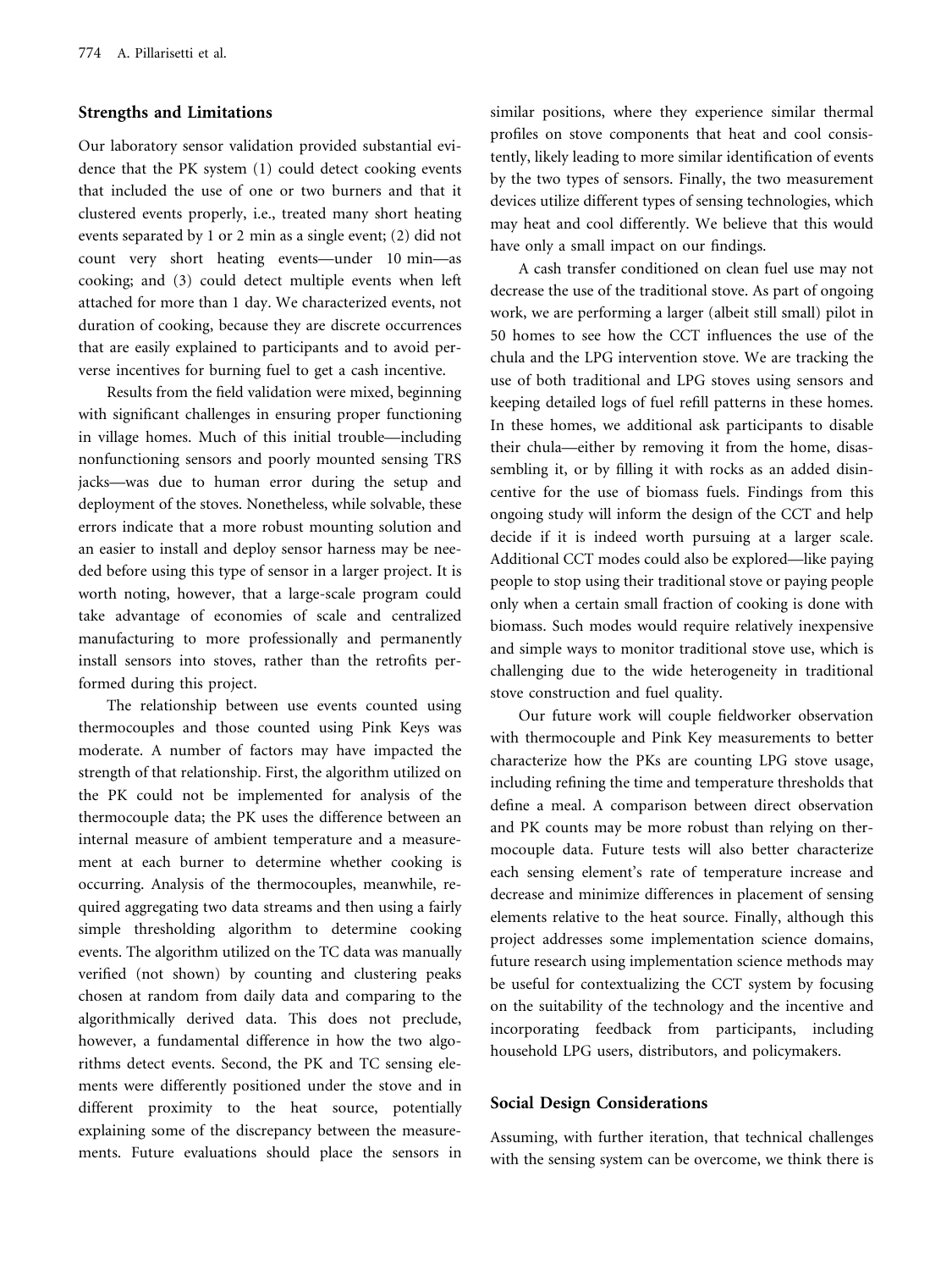## Strengths and Limitations

Our laboratory sensor validation provided substantial evidence that the PK system (1) could detect cooking events that included the use of one or two burners and that it clustered events properly, i.e., treated many short heating events separated by 1 or 2 min as a single event; (2) did not count very short heating events—under 10 min—as cooking; and (3) could detect multiple events when left attached for more than 1 day. We characterized events, not duration of cooking, because they are discrete occurrences that are easily explained to participants and to avoid perverse incentives for burning fuel to get a cash incentive.

Results from the field validation were mixed, beginning with significant challenges in ensuring proper functioning in village homes. Much of this initial trouble—including nonfunctioning sensors and poorly mounted sensing TRS jacks—was due to human error during the setup and deployment of the stoves. Nonetheless, while solvable, these errors indicate that a more robust mounting solution and an easier to install and deploy sensor harness may be needed before using this type of sensor in a larger project. It is worth noting, however, that a large-scale program could take advantage of economies of scale and centralized manufacturing to more professionally and permanently install sensors into stoves, rather than the retrofits performed during this project.

The relationship between use events counted using thermocouples and those counted using Pink Keys was moderate. A number of factors may have impacted the strength of that relationship. First, the algorithm utilized on the PK could not be implemented for analysis of the thermocouple data; the PK uses the difference between an internal measure of ambient temperature and a measurement at each burner to determine whether cooking is occurring. Analysis of the thermocouples, meanwhile, required aggregating two data streams and then using a fairly simple thresholding algorithm to determine cooking events. The algorithm utilized on the TC data was manually verified (not shown) by counting and clustering peaks chosen at random from daily data and comparing to the algorithmically derived data. This does not preclude, however, a fundamental difference in how the two algorithms detect events. Second, the PK and TC sensing elements were differently positioned under the stove and in different proximity to the heat source, potentially explaining some of the discrepancy between the measurements. Future evaluations should place the sensors in similar positions, where they experience similar thermal profiles on stove components that heat and cool consistently, likely leading to more similar identification of events by the two types of sensors. Finally, the two measurement devices utilize different types of sensing technologies, which may heat and cool differently. We believe that this would have only a small impact on our findings.

A cash transfer conditioned on clean fuel use may not decrease the use of the traditional stove. As part of ongoing work, we are performing a larger (albeit still small) pilot in 50 homes to see how the CCT influences the use of the chula and the LPG intervention stove. We are tracking the use of both traditional and LPG stoves using sensors and keeping detailed logs of fuel refill patterns in these homes. In these homes, we additional ask participants to disable their chula—either by removing it from the home, disassembling it, or by filling it with rocks as an added disincentive for the use of biomass fuels. Findings from this ongoing study will inform the design of the CCT and help decide if it is indeed worth pursuing at a larger scale. Additional CCT modes could also be explored—like paying people to stop using their traditional stove or paying people only when a certain small fraction of cooking is done with biomass. Such modes would require relatively inexpensive and simple ways to monitor traditional stove use, which is challenging due to the wide heterogeneity in traditional stove construction and fuel quality.

Our future work will couple fieldworker observation with thermocouple and Pink Key measurements to better characterize how the PKs are counting LPG stove usage, including refining the time and temperature thresholds that define a meal. A comparison between direct observation and PK counts may be more robust than relying on thermocouple data. Future tests will also better characterize each sensing element's rate of temperature increase and decrease and minimize differences in placement of sensing elements relative to the heat source. Finally, although this project addresses some implementation science domains, future research using implementation science methods may be useful for contextualizing the CCT system by focusing on the suitability of the technology and the incentive and incorporating feedback from participants, including household LPG users, distributors, and policymakers.

## Social Design Considerations

Assuming, with further iteration, that technical challenges with the sensing system can be overcome, we think there is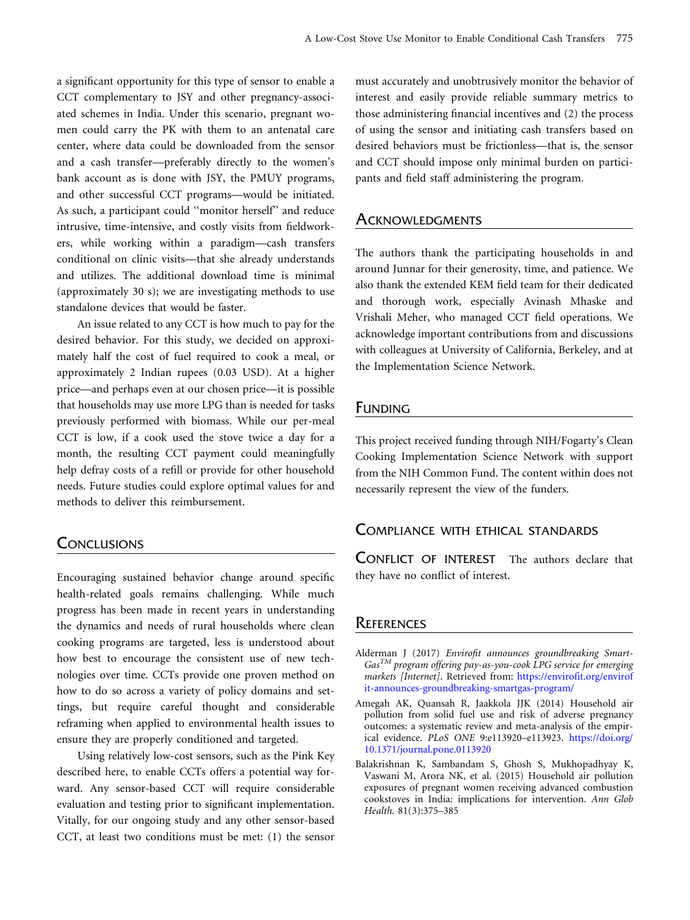a significant opportunity for this type of sensor to enable a CCT complementary to JSY and other pregnancy-associated schemes in India. Under this scenario, pregnant women could carry the PK with them to an antenatal care center, where data could be downloaded from the sensor and a cash transfer—preferably directly to the women's bank account as is done with JSY, the PMUY programs, and other successful CCT programs—would be initiated. As such, a participant could ''monitor herself'' and reduce intrusive, time-intensive, and costly visits from fieldworkers, while working within a paradigm—cash transfers conditional on clinic visits—that she already understands and utilizes. The additional download time is minimal (approximately 30 s); we are investigating methods to use standalone devices that would be faster.

An issue related to any CCT is how much to pay for the desired behavior. For this study, we decided on approximately half the cost of fuel required to cook a meal, or approximately 2 Indian rupees (0.03 USD). At a higher price—and perhaps even at our chosen price—it is possible that households may use more LPG than is needed for tasks previously performed with biomass. While our per-meal CCT is low, if a cook used the stove twice a day for a month, the resulting CCT payment could meaningfully help defray costs of a refill or provide for other household needs. Future studies could explore optimal values for and methods to deliver this reimbursement.

## Conclusions

Encouraging sustained behavior change around specific health-related goals remains challenging. While much progress has been made in recent years in understanding the dynamics and needs of rural households where clean cooking programs are targeted, less is understood about how best to encourage the consistent use of new technologies over time. CCTs provide one proven method on how to do so across a variety of policy domains and settings, but require careful thought and considerable reframing when applied to environmental health issues to ensure they are properly conditioned and targeted.

Using relatively low-cost sensors, such as the Pink Key described here, to enable CCTs offers a potential way forward. Any sensor-based CCT will require considerable evaluation and testing prior to significant implementation. Vitally, for our ongoing study and any other sensor-based CCT, at least two conditions must be met: (1) the sensor must accurately and unobtrusively monitor the behavior of interest and easily provide reliable summary metrics to those administering financial incentives and (2) the process of using the sensor and initiating cash transfers based on desired behaviors must be frictionless—that is, the sensor and CCT should impose only minimal burden on participants and field staff administering the program.

## Acknowledgments

The authors thank the participating households in and around Junnar for their generosity, time, and patience. We also thank the extended KEM field team for their dedicated and thorough work, especially Avinash Mhaske and Vrishali Meher, who managed CCT field operations. We acknowledge important contributions from and discussions with colleagues at University of California, Berkeley, and at the Implementation Science Network.

## Funding

This project received funding through NIH/Fogarty's Clean Cooking Implementation Science Network with support from the NIH Common Fund. The content within does not necessarily represent the view of the funders.

## Compliance with ethical standards

**Conflict of interest** The authors declare that they have no conflict of interest.

## References

Alderman J (2017) *Envirofit announces groundbreaking SmartGas™ program offering pay-as-you-cook LPG service for emerging markets [Internet]*. Retrieved from: https://envirofit.org/envirofit-announces-groundbreaking-smartgas-program/

Amegah AK, Quansah R, Jaakkola JJK (2014) Household air pollution from solid fuel use and risk of adverse pregnancy outcomes: a systematic review and meta-analysis of the empirical evidence. *PLoS ONE* 9:e113920–e113923. https://doi.org/10.1371/journal.pone.0113920

Balakrishnan K, Sambandam S, Ghosh S, Mukhopadhyay K, Vaswani M, Arora NK, et al. (2015) Household air pollution exposures of pregnant women receiving advanced combustion cookstoves in India: implications for intervention. *Ann Glob Health.* 81(3):375–385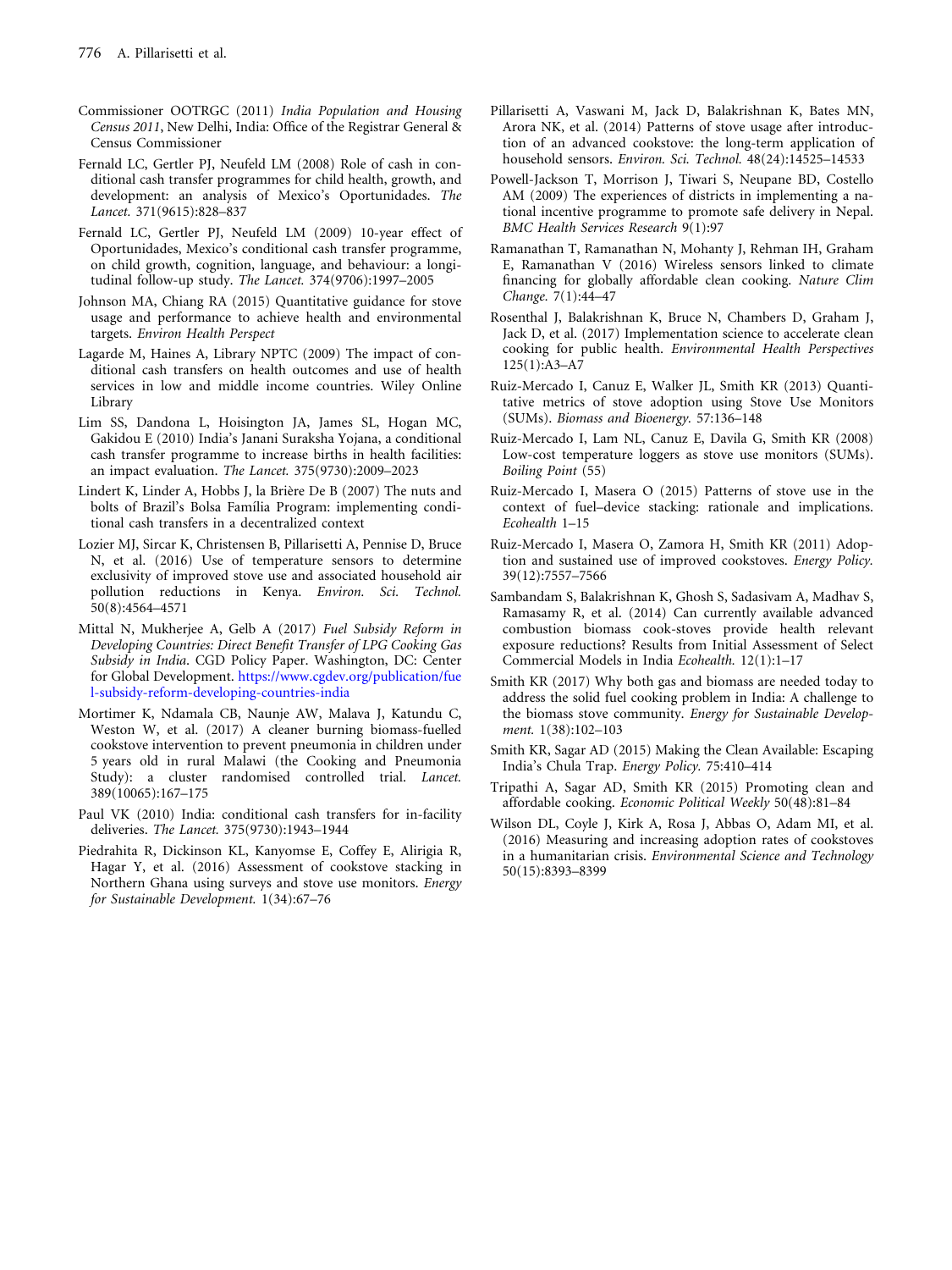Commissioner OOTRGC (2011) *India Population and Housing Census 2011*, New Delhi, India: Office of the Registrar General & Census Commissioner

Fernald LC, Gertler PJ, Neufeld LM (2008) Role of cash in conditional cash transfer programmes for child health, growth, and development: an analysis of Mexico's Oportunidades. *The Lancet.* 371(9615):828–837

Fernald LC, Gertler PJ, Neufeld LM (2009) 10-year effect of Oportunidades, Mexico's conditional cash transfer programme, on child growth, cognition, language, and behaviour: a longitudinal follow-up study. *The Lancet.* 374(9706):1997–2005

Johnson MA, Chiang RA (2015) Quantitative guidance for stove usage and performance to achieve health and environmental targets. *Environ Health Perspect*

Lagarde M, Haines A, Library NPTC (2009) The impact of conditional cash transfers on health outcomes and use of health services in low and middle income countries. Wiley Online Library

Lim SS, Dandona L, Hoisington JA, James SL, Hogan MC, Gakidou E (2010) India's Janani Suraksha Yojana, a conditional cash transfer programme to increase births in health facilities: an impact evaluation. *The Lancet.* 375(9730):2009–2023

Lindert K, Linder A, Hobbs J, la Brière De B (2007) The nuts and bolts of Brazil's Bolsa Família Program: implementing conditional cash transfers in a decentralized context

Lozier MJ, Sircar K, Christensen B, Pillarisetti A, Pennise D, Bruce N, et al. (2016) Use of temperature sensors to determine exclusivity of improved stove use and associated household air pollution reductions in Kenya. *Environ. Sci. Technol.* 50(8):4564–4571

Mittal N, Mukherjee A, Gelb A (2017) *Fuel Subsidy Reform in Developing Countries: Direct Benefit Transfer of LPG Cooking Gas Subsidy in India*. CGD Policy Paper. Washington, DC: Center for Global Development. https://www.cgdev.org/publication/fuel-subsidy-reform-developing-countries-india

Mortimer K, Ndamala CB, Naunje AW, Malava J, Katundu C, Weston W, et al. (2017) A cleaner burning biomass-fuelled cookstove intervention to prevent pneumonia in children under 5 years old in rural Malawi (the Cooking and Pneumonia Study): a cluster randomised controlled trial. *Lancet.* 389(10065):167–175

Paul VK (2010) India: conditional cash transfers for in-facility deliveries. *The Lancet.* 375(9730):1943–1944

Piedrahita R, Dickinson KL, Kanyomse E, Coffey E, Alirigia R, Hagar Y, et al. (2016) Assessment of cookstove stacking in Northern Ghana using surveys and stove use monitors. *Energy for Sustainable Development.* 1(34):67–76

Pillarisetti A, Vaswani M, Jack D, Balakrishnan K, Bates MN, Arora NK, et al. (2014) Patterns of stove usage after introduction of an advanced cookstove: the long-term application of household sensors. *Environ. Sci. Technol.* 48(24):14525–14533

Powell-Jackson T, Morrison J, Tiwari S, Neupane BD, Costello AM (2009) The experiences of districts in implementing a national incentive programme to promote safe delivery in Nepal. *BMC Health Services Research* 9(1):97

Ramanathan T, Ramanathan N, Mohanty J, Rehman IH, Graham E, Ramanathan V (2016) Wireless sensors linked to climate financing for globally affordable clean cooking. *Nature Clim Change.* 7(1):44–47

Rosenthal J, Balakrishnan K, Bruce N, Chambers D, Graham J, Jack D, et al. (2017) Implementation science to accelerate clean cooking for public health. *Environmental Health Perspectives* 125(1):A3–A7

Ruiz-Mercado I, Canuz E, Walker JL, Smith KR (2013) Quantitative metrics of stove adoption using Stove Use Monitors (SUMs). *Biomass and Bioenergy.* 57:136–148

Ruiz-Mercado I, Lam NL, Canuz E, Davila G, Smith KR (2008) Low-cost temperature loggers as stove use monitors (SUMs). *Boiling Point* (55)

Ruiz-Mercado I, Masera O (2015) Patterns of stove use in the context of fuel–device stacking: rationale and implications. *Ecohealth* 1–15

Ruiz-Mercado I, Masera O, Zamora H, Smith KR (2011) Adoption and sustained use of improved cookstoves. *Energy Policy.* 39(12):7557–7566

Sambandam S, Balakrishnan K, Ghosh S, Sadasivam A, Madhav S, Ramasamy R, et al. (2014) Can currently available advanced combustion biomass cook-stoves provide health relevant exposure reductions? Results from Initial Assessment of Select Commercial Models in India *Ecohealth.* 12(1):1–17

Smith KR (2017) Why both gas and biomass are needed today to address the solid fuel cooking problem in India: A challenge to the biomass stove community. *Energy for Sustainable Development.* 1(38):102–103

Smith KR, Sagar AD (2015) Making the Clean Available: Escaping India's Chula Trap. *Energy Policy.* 75:410–414

Tripathi A, Sagar AD, Smith KR (2015) Promoting clean and affordable cooking. *Economic Political Weekly* 50(48):81–84

Wilson DL, Coyle J, Kirk A, Rosa J, Abbas O, Adam MI, et al. (2016) Measuring and increasing adoption rates of cookstoves in a humanitarian crisis. *Environmental Science and Technology* 50(15):8393–8399